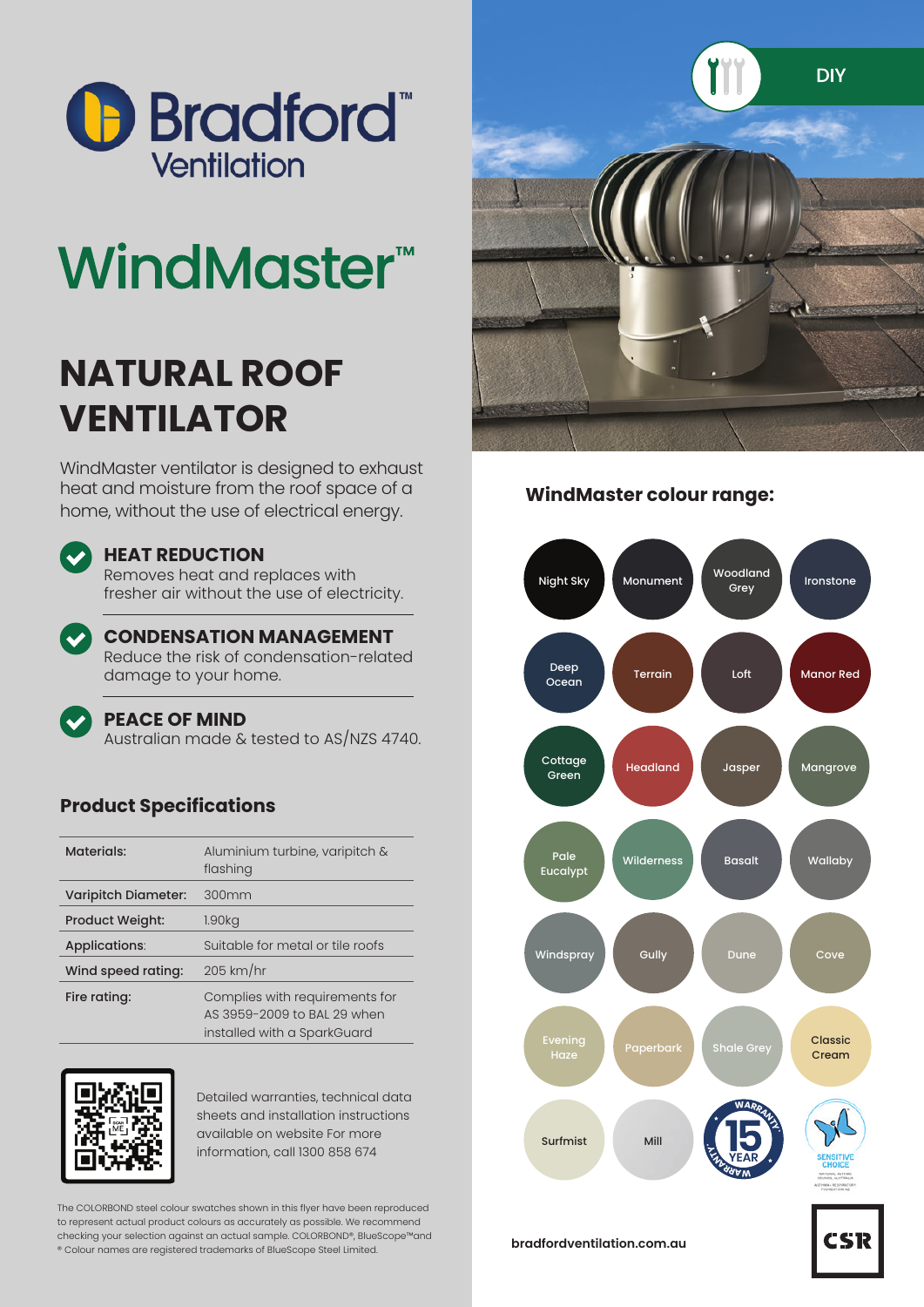Bradford™ Ventilation

# WindMaster™

DIY

## NATURAL ROOF VENTILATOR

WindMaster ventilator is designed to exhaust heat and moisture from the roof space of a home, without the use of electrical energy.

**HEAT REDUCTION**
Removes heat and replaces with fresher air without the use of electricity.

**CONDENSATION MANAGEMENT**
Reduce the risk of condensation-related damage to your home.

**PEACE OF MIND**
Australian made & tested to AS/NZS 4740.

### Product Specifications

| | |
|---|---|
| **Materials:** | Aluminium turbine, varipitch & flashing |
| **Varipitch Diameter:** | 300mm |
| **Product Weight:** | 1.90kg |
| **Applications:** | Suitable for metal or tile roofs |
| **Wind speed rating:** | 205 km/hr |
| **Fire rating:** | Complies with requirements for AS 3959-2009 to BAL 29 when installed with a SparkGuard |

Detailed warranties, technical data sheets and installation instructions available on website For more information, call 1300 858 674

The COLORBOND steel colour swatches shown in this flyer have been reproduced to represent actual product colours as accurately as possible. We recommend checking your selection against an actual sample. COLORBOND®, BlueScope™and ® Colour names are registered trademarks of BlueScope Steel Limited.

### WindMaster colour range:

- Night Sky
- Monument
- Woodland Grey
- Ironstone
- Deep Ocean
- Terrain
- Loft
- Manor Red
- Cottage Green
- Headland
- Jasper
- Mangrove
- Pale Eucalypt
- Wilderness
- Basalt
- Wallaby
- Windspray
- Gully
- Dune
- Cove
- Evening Haze
- Paperbark
- Shale Grey
- Classic Cream
- Surfmist
- Mill

15 YEAR WARRANTY

SENSITIVE CHOICE

bradfordventilation.com.au

CSR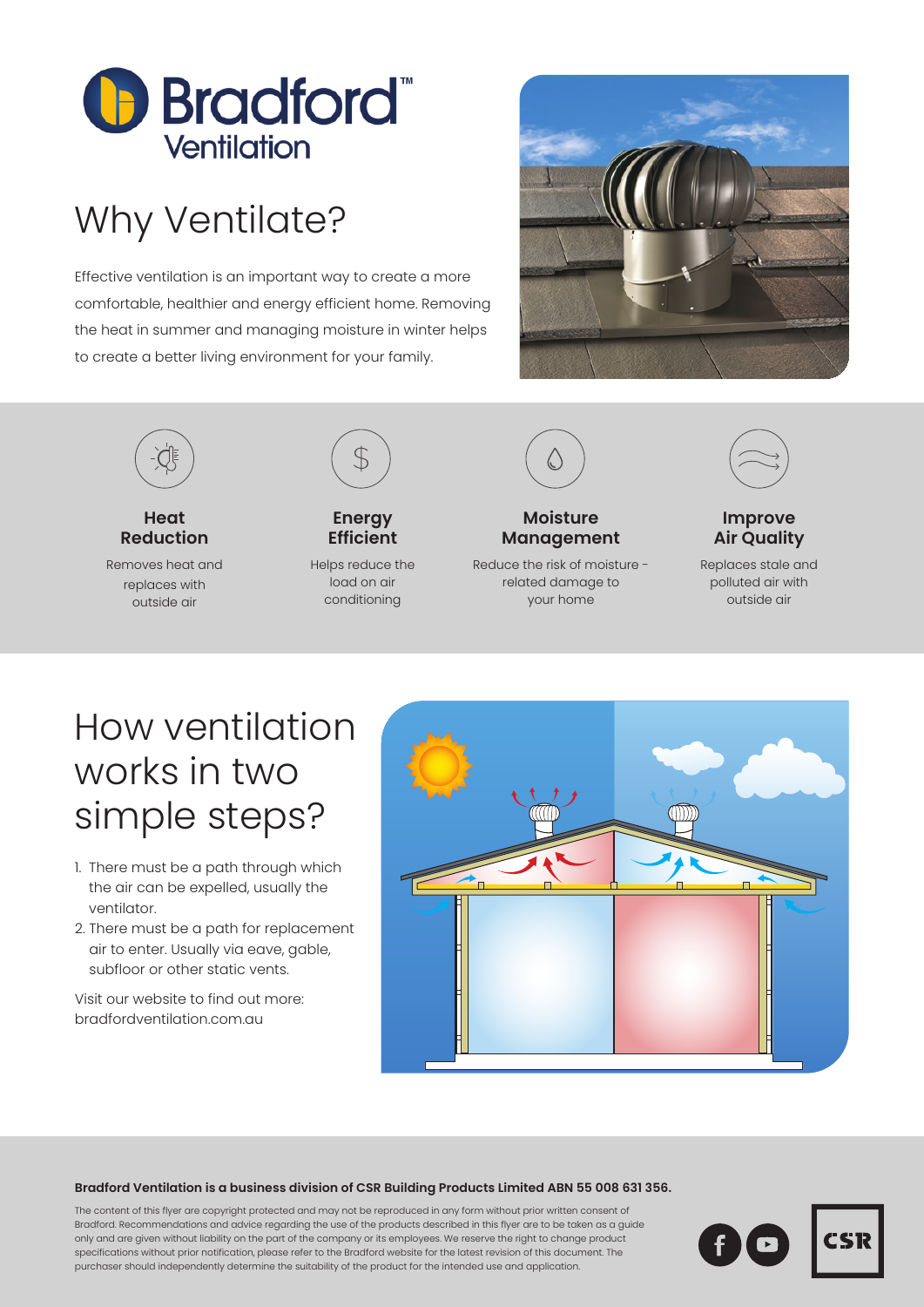# Bradford Ventilation

## Why Ventilate?

Effective ventilation is an important way to create a more comfortable, healthier and energy efficient home. Removing the heat in summer and managing moisture in winter helps to create a better living environment for your family.

### Heat Reduction

Removes heat and replaces with outside air

### Energy Efficient

Helps reduce the load on air conditioning

### Moisture Management

Reduce the risk of moisture - related damage to your home

### Improve Air Quality

Replaces stale and polluted air with outside air

## How ventilation works in two simple steps?

1. There must be a path through which the air can be expelled, usually the ventilator.
2. There must be a path for replacement air to enter. Usually via eave, gable, subfloor or other static vents.

Visit our website to find out more: bradfordventilation.com.au

**Bradford Ventilation is a business division of CSR Building Products Limited ABN 55 008 631 356.**

The content of this flyer are copyright protected and may not be reproduced in any form without prior written consent of Bradford. Recommendations and advice regarding the use of the products described in this flyer are to be taken as a guide only and are given without liability on the part of the company or its employees. We reserve the right to change product specifications without prior notification, please refer to the Bradford website for the latest revision of this document. The purchaser should independently determine the suitability of the product for the intended use and application.